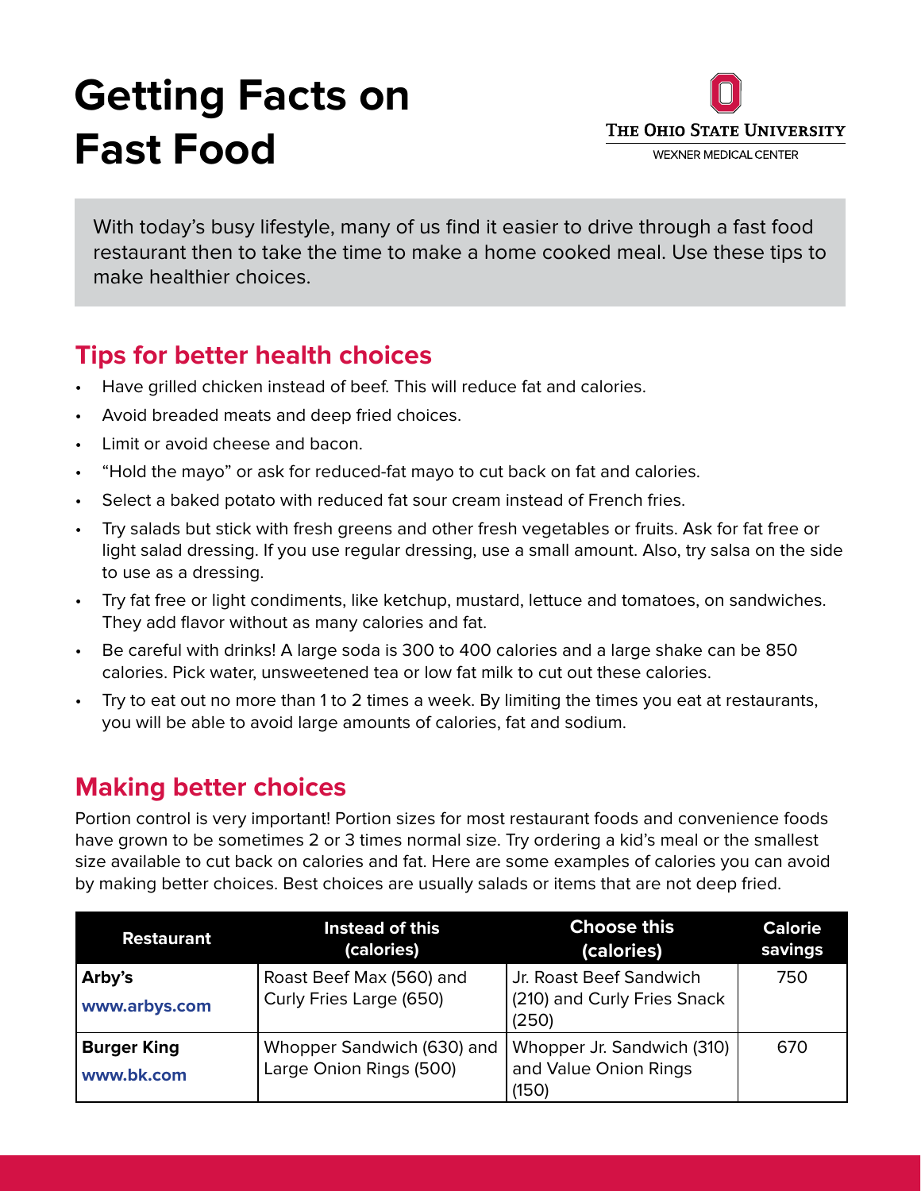# Getting Facts on Fast Food

The Ohio State University
Wexner Medical Center

With today's busy lifestyle, many of us find it easier to drive through a fast food restaurant then to take the time to make a home cooked meal. Use these tips to make healthier choices.

## Tips for better health choices

- Have grilled chicken instead of beef. This will reduce fat and calories.
- Avoid breaded meats and deep fried choices.
- Limit or avoid cheese and bacon.
- "Hold the mayo" or ask for reduced-fat mayo to cut back on fat and calories.
- Select a baked potato with reduced fat sour cream instead of French fries.
- Try salads but stick with fresh greens and other fresh vegetables or fruits. Ask for fat free or light salad dressing. If you use regular dressing, use a small amount. Also, try salsa on the side to use as a dressing.
- Try fat free or light condiments, like ketchup, mustard, lettuce and tomatoes, on sandwiches. They add flavor without as many calories and fat.
- Be careful with drinks! A large soda is 300 to 400 calories and a large shake can be 850 calories. Pick water, unsweetened tea or low fat milk to cut out these calories.
- Try to eat out no more than 1 to 2 times a week. By limiting the times you eat at restaurants, you will be able to avoid large amounts of calories, fat and sodium.

## Making better choices

Portion control is very important! Portion sizes for most restaurant foods and convenience foods have grown to be sometimes 2 or 3 times normal size. Try ordering a kid's meal or the smallest size available to cut back on calories and fat. Here are some examples of calories you can avoid by making better choices. Best choices are usually salads or items that are not deep fried.

| Restaurant | Instead of this (calories) | Choose this (calories) | Calorie savings |
|---|---|---|---|
| **Arby's** www.arbys.com | Roast Beef Max (560) and Curly Fries Large (650) | Jr. Roast Beef Sandwich (210) and Curly Fries Snack (250) | 750 |
| **Burger King** www.bk.com | Whopper Sandwich (630) and Large Onion Rings (500) | Whopper Jr. Sandwich (310) and Value Onion Rings (150) | 670 |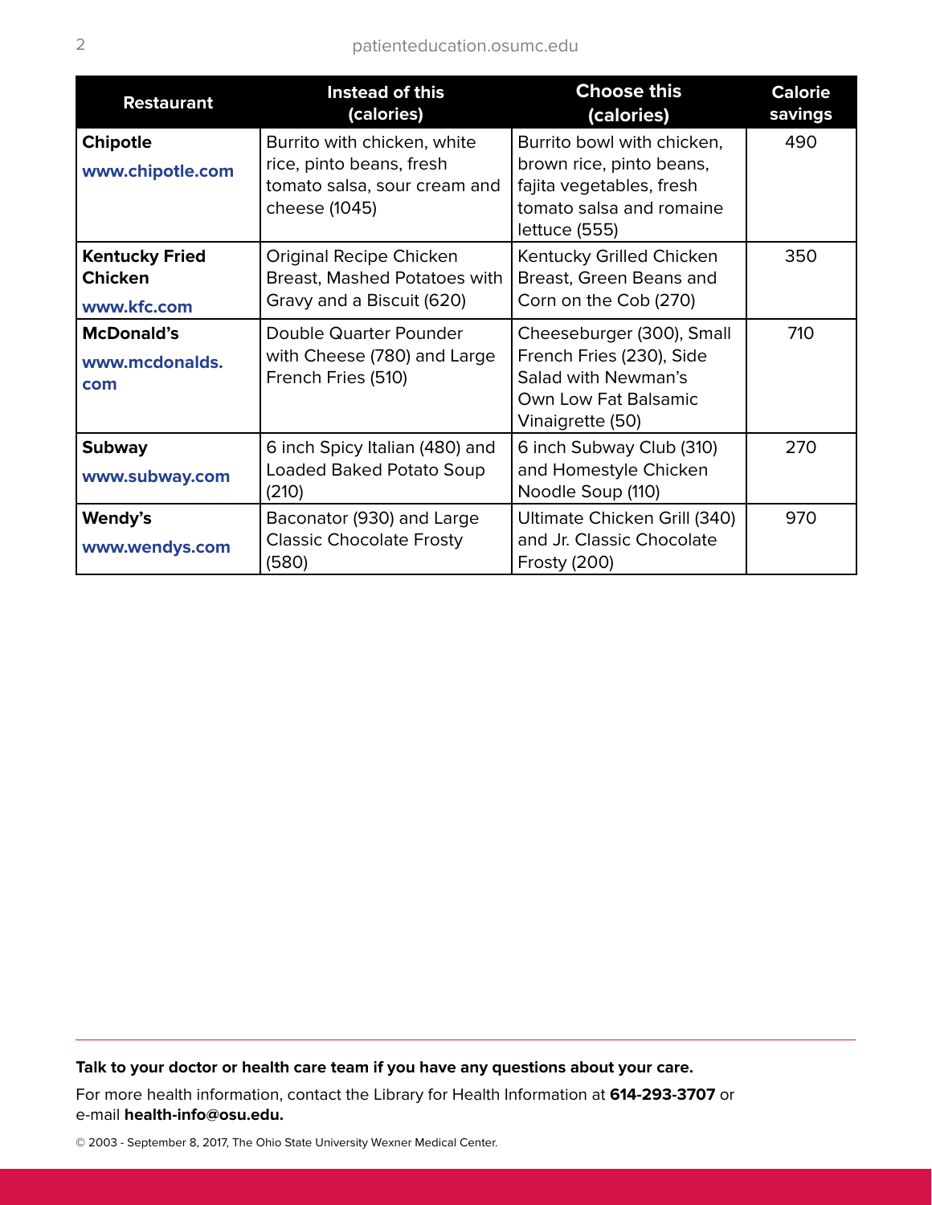| Restaurant | Instead of this (calories) | Choose this (calories) | Calorie savings |
|---|---|---|---|
| **Chipotle** **www.chipotle.com** | Burrito with chicken, white rice, pinto beans, fresh tomato salsa, sour cream and cheese (1045) | Burrito bowl with chicken, brown rice, pinto beans, fajita vegetables, fresh tomato salsa and romaine lettuce (555) | 490 |
| **Kentucky Fried Chicken** **www.kfc.com** | Original Recipe Chicken Breast, Mashed Potatoes with Gravy and a Biscuit (620) | Kentucky Grilled Chicken Breast, Green Beans and Corn on the Cob (270) | 350 |
| **McDonald's** **www.mcdonalds.com** | Double Quarter Pounder with Cheese (780) and Large French Fries (510) | Cheeseburger (300), Small French Fries (230), Side Salad with Newman's Own Low Fat Balsamic Vinaigrette (50) | 710 |
| **Subway** **www.subway.com** | 6 inch Spicy Italian (480) and Loaded Baked Potato Soup (210) | 6 inch Subway Club (310) and Homestyle Chicken Noodle Soup (110) | 270 |
| **Wendy's** **www.wendys.com** | Baconator (930) and Large Classic Chocolate Frosty (580) | Ultimate Chicken Grill (340) and Jr. Classic Chocolate Frosty (200) | 970 |

**Talk to your doctor or health care team if you have any questions about your care.**

For more health information, contact the Library for Health Information at **614-293-3707** or e-mail **health-info@osu.edu.**

© 2003 - September 8, 2017, The Ohio State University Wexner Medical Center.